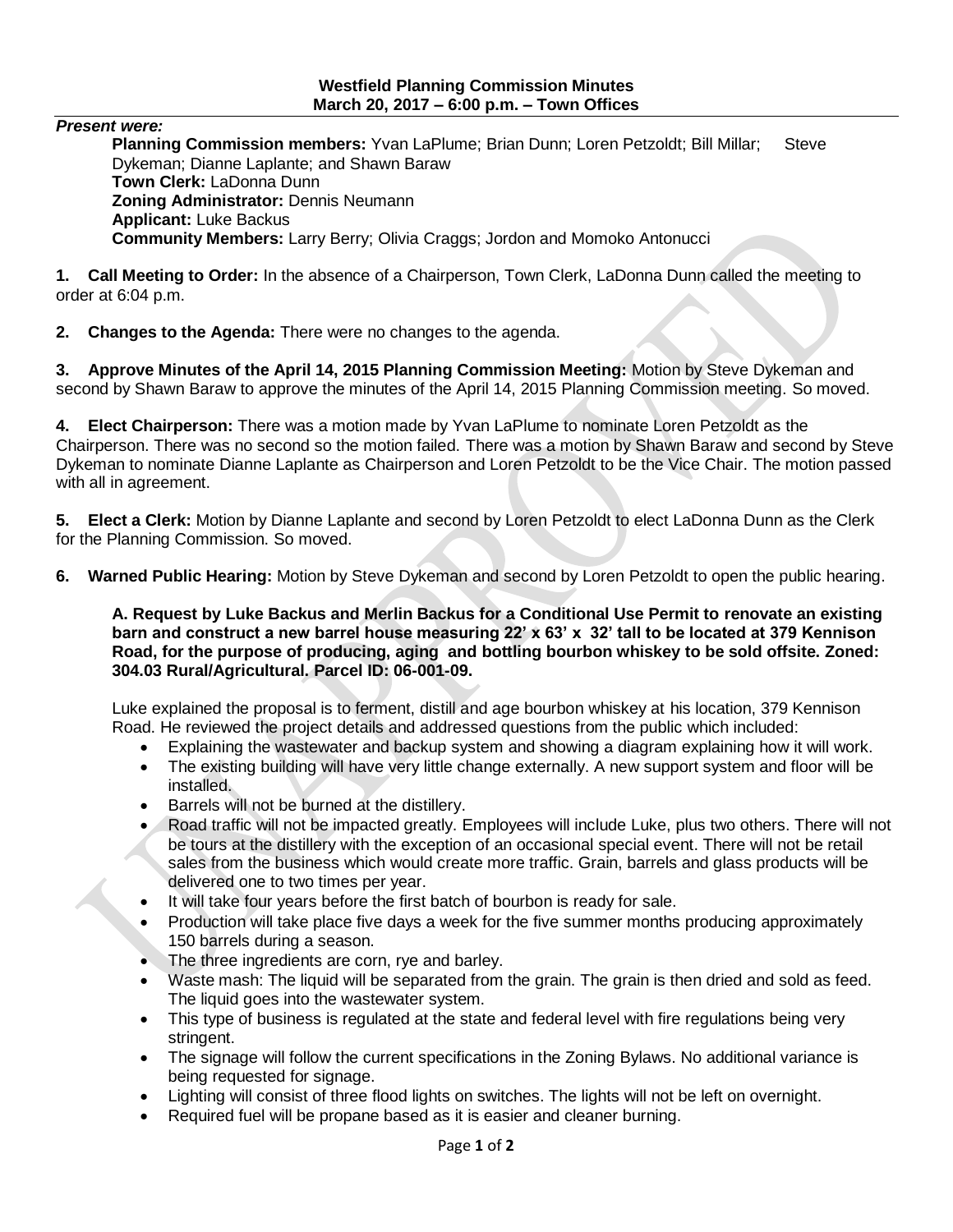**Westfield Planning Commission Minutes**
**March 20, 2017 – 6:00 p.m. – Town Offices**

***Present were:***

**Planning Commission members:** Yvan LaPlume; Brian Dunn; Loren Petzoldt; Bill Millar; Steve Dykeman; Dianne Laplante; and Shawn Baraw
**Town Clerk:** LaDonna Dunn
**Zoning Administrator:** Dennis Neumann
**Applicant:** Luke Backus
**Community Members:** Larry Berry; Olivia Craggs; Jordon and Momoko Antonucci

**1. Call Meeting to Order:** In the absence of a Chairperson, Town Clerk, LaDonna Dunn called the meeting to order at 6:04 p.m.

**2. Changes to the Agenda:** There were no changes to the agenda.

**3. Approve Minutes of the April 14, 2015 Planning Commission Meeting:** Motion by Steve Dykeman and second by Shawn Baraw to approve the minutes of the April 14, 2015 Planning Commission meeting. So moved.

**4. Elect Chairperson:** There was a motion made by Yvan LaPlume to nominate Loren Petzoldt as the Chairperson. There was no second so the motion failed. There was a motion by Shawn Baraw and second by Steve Dykeman to nominate Dianne Laplante as Chairperson and Loren Petzoldt to be the Vice Chair. The motion passed with all in agreement.

**5. Elect a Clerk:** Motion by Dianne Laplante and second by Loren Petzoldt to elect LaDonna Dunn as the Clerk for the Planning Commission. So moved.

**6. Warned Public Hearing:** Motion by Steve Dykeman and second by Loren Petzoldt to open the public hearing.

**A. Request by Luke Backus and Merlin Backus for a Conditional Use Permit to renovate an existing barn and construct a new barrel house measuring 22' x 63' x 32' tall to be located at 379 Kennison Road, for the purpose of producing, aging and bottling bourbon whiskey to be sold offsite. Zoned: 304.03 Rural/Agricultural. Parcel ID: 06-001-09.**

Luke explained the proposal is to ferment, distill and age bourbon whiskey at his location, 379 Kennison Road. He reviewed the project details and addressed questions from the public which included:

- Explaining the wastewater and backup system and showing a diagram explaining how it will work.
- The existing building will have very little change externally. A new support system and floor will be installed.
- Barrels will not be burned at the distillery.
- Road traffic will not be impacted greatly. Employees will include Luke, plus two others. There will not be tours at the distillery with the exception of an occasional special event. There will not be retail sales from the business which would create more traffic. Grain, barrels and glass products will be delivered one to two times per year.
- It will take four years before the first batch of bourbon is ready for sale.
- Production will take place five days a week for the five summer months producing approximately 150 barrels during a season.
- The three ingredients are corn, rye and barley.
- Waste mash: The liquid will be separated from the grain. The grain is then dried and sold as feed. The liquid goes into the wastewater system.
- This type of business is regulated at the state and federal level with fire regulations being very stringent.
- The signage will follow the current specifications in the Zoning Bylaws. No additional variance is being requested for signage.
- Lighting will consist of three flood lights on switches. The lights will not be left on overnight.
- Required fuel will be propane based as it is easier and cleaner burning.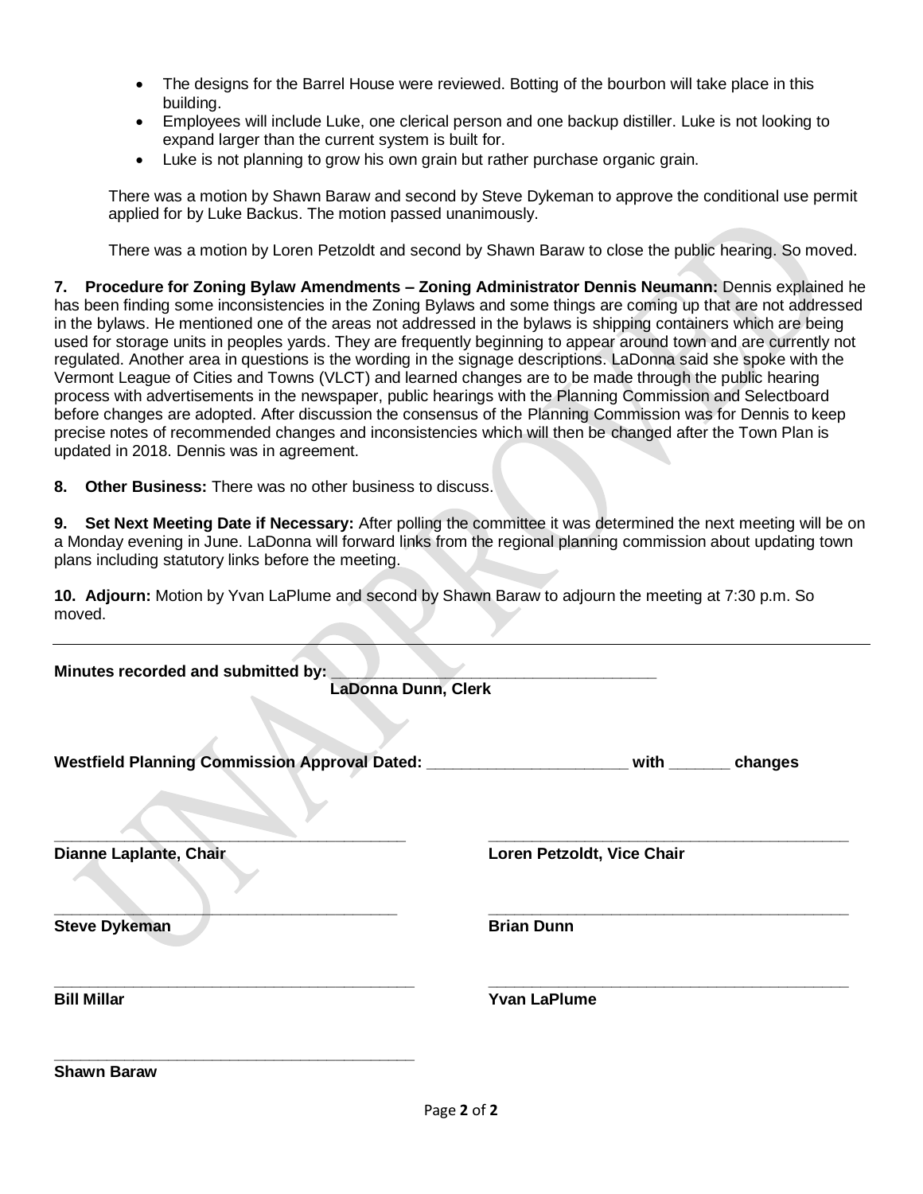- The designs for the Barrel House were reviewed. Botting of the bourbon will take place in this building.
- Employees will include Luke, one clerical person and one backup distiller. Luke is not looking to expand larger than the current system is built for.
- Luke is not planning to grow his own grain but rather purchase organic grain.

There was a motion by Shawn Baraw and second by Steve Dykeman to approve the conditional use permit applied for by Luke Backus. The motion passed unanimously.

There was a motion by Loren Petzoldt and second by Shawn Baraw to close the public hearing. So moved.

**7. Procedure for Zoning Bylaw Amendments – Zoning Administrator Dennis Neumann:** Dennis explained he has been finding some inconsistencies in the Zoning Bylaws and some things are coming up that are not addressed in the bylaws. He mentioned one of the areas not addressed in the bylaws is shipping containers which are being used for storage units in peoples yards. They are frequently beginning to appear around town and are currently not regulated. Another area in questions is the wording in the signage descriptions. LaDonna said she spoke with the Vermont League of Cities and Towns (VLCT) and learned changes are to be made through the public hearing process with advertisements in the newspaper, public hearings with the Planning Commission and Selectboard before changes are adopted. After discussion the consensus of the Planning Commission was for Dennis to keep precise notes of recommended changes and inconsistencies which will then be changed after the Town Plan is updated in 2018. Dennis was in agreement.

**8. Other Business:** There was no other business to discuss.

**9. Set Next Meeting Date if Necessary:** After polling the committee it was determined the next meeting will be on a Monday evening in June. LaDonna will forward links from the regional planning commission about updating town plans including statutory links before the meeting.

**10. Adjourn:** Motion by Yvan LaPlume and second by Shawn Baraw to adjourn the meeting at 7:30 p.m. So moved.

---

**Minutes recorded and submitted by:** ______________________________
**LaDonna Dunn, Clerk**

**Westfield Planning Commission Approval Dated:** ______________________ **with** _______ **changes**

______________________________ ______________________________
**Dianne Laplante, Chair** **Loren Petzoldt, Vice Chair**

______________________________ ______________________________
**Steve Dykeman** **Brian Dunn**

______________________________ ______________________________
**Bill Millar** **Yvan LaPlume**

______________________________
**Shawn Baraw**